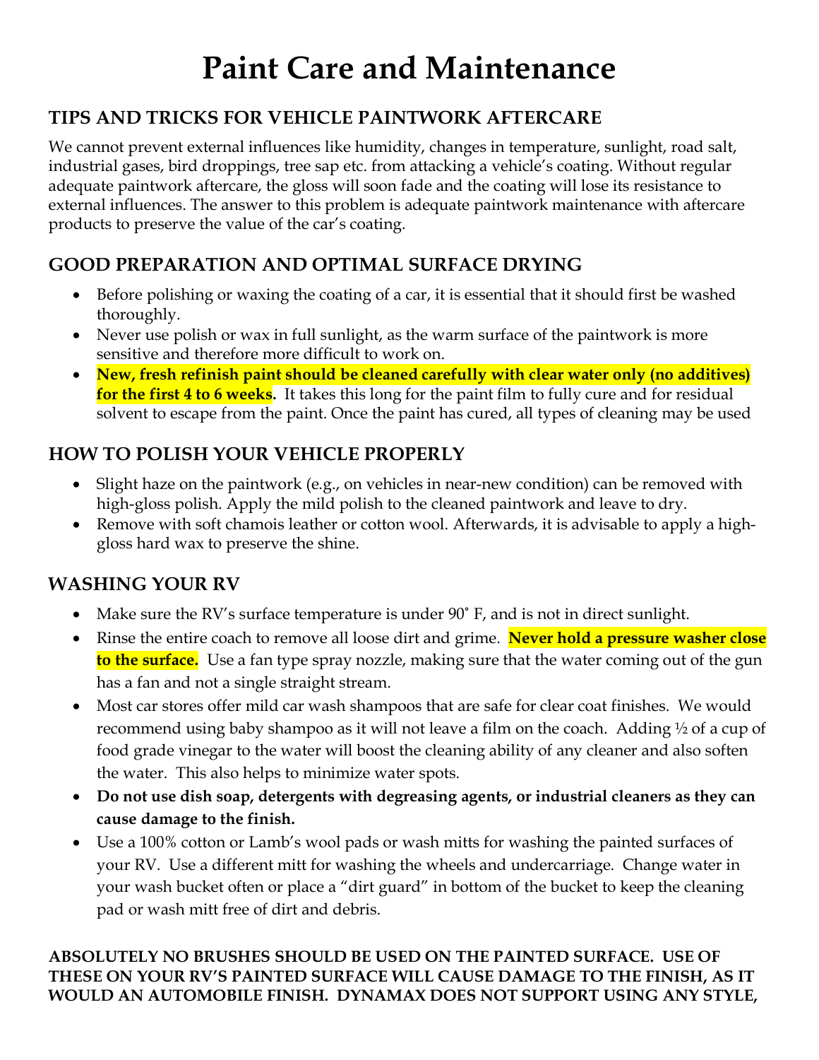# Paint Care and Maintenance

## TIPS AND TRICKS FOR VEHICLE PAINTWORK AFTERCARE

We cannot prevent external influences like humidity, changes in temperature, sunlight, road salt, industrial gases, bird droppings, tree sap etc. from attacking a vehicle's coating. Without regular adequate paintwork aftercare, the gloss will soon fade and the coating will lose its resistance to external influences. The answer to this problem is adequate paintwork maintenance with aftercare products to preserve the value of the car's coating.

## GOOD PREPARATION AND OPTIMAL SURFACE DRYING

- Before polishing or waxing the coating of a car, it is essential that it should first be washed thoroughly.
- Never use polish or wax in full sunlight, as the warm surface of the paintwork is more sensitive and therefore more difficult to work on.
- **New, fresh refinish paint should be cleaned carefully with clear water only (no additives) for the first 4 to 6 weeks.** It takes this long for the paint film to fully cure and for residual solvent to escape from the paint. Once the paint has cured, all types of cleaning may be used

## HOW TO POLISH YOUR VEHICLE PROPERLY

- Slight haze on the paintwork (e.g., on vehicles in near-new condition) can be removed with high-gloss polish. Apply the mild polish to the cleaned paintwork and leave to dry.
- Remove with soft chamois leather or cotton wool. Afterwards, it is advisable to apply a high-gloss hard wax to preserve the shine.

## WASHING YOUR RV

- Make sure the RV's surface temperature is under 90˚ F, and is not in direct sunlight.
- Rinse the entire coach to remove all loose dirt and grime. **Never hold a pressure washer close to the surface.** Use a fan type spray nozzle, making sure that the water coming out of the gun has a fan and not a single straight stream.
- Most car stores offer mild car wash shampoos that are safe for clear coat finishes. We would recommend using baby shampoo as it will not leave a film on the coach. Adding ½ of a cup of food grade vinegar to the water will boost the cleaning ability of any cleaner and also soften the water. This also helps to minimize water spots.
- **Do not use dish soap, detergents with degreasing agents, or industrial cleaners as they can cause damage to the finish.**
- Use a 100% cotton or Lamb's wool pads or wash mitts for washing the painted surfaces of your RV. Use a different mitt for washing the wheels and undercarriage. Change water in your wash bucket often or place a "dirt guard" in bottom of the bucket to keep the cleaning pad or wash mitt free of dirt and debris.

**ABSOLUTELY NO BRUSHES SHOULD BE USED ON THE PAINTED SURFACE. USE OF THESE ON YOUR RV'S PAINTED SURFACE WILL CAUSE DAMAGE TO THE FINISH, AS IT WOULD AN AUTOMOBILE FINISH. DYNAMAX DOES NOT SUPPORT USING ANY STYLE,**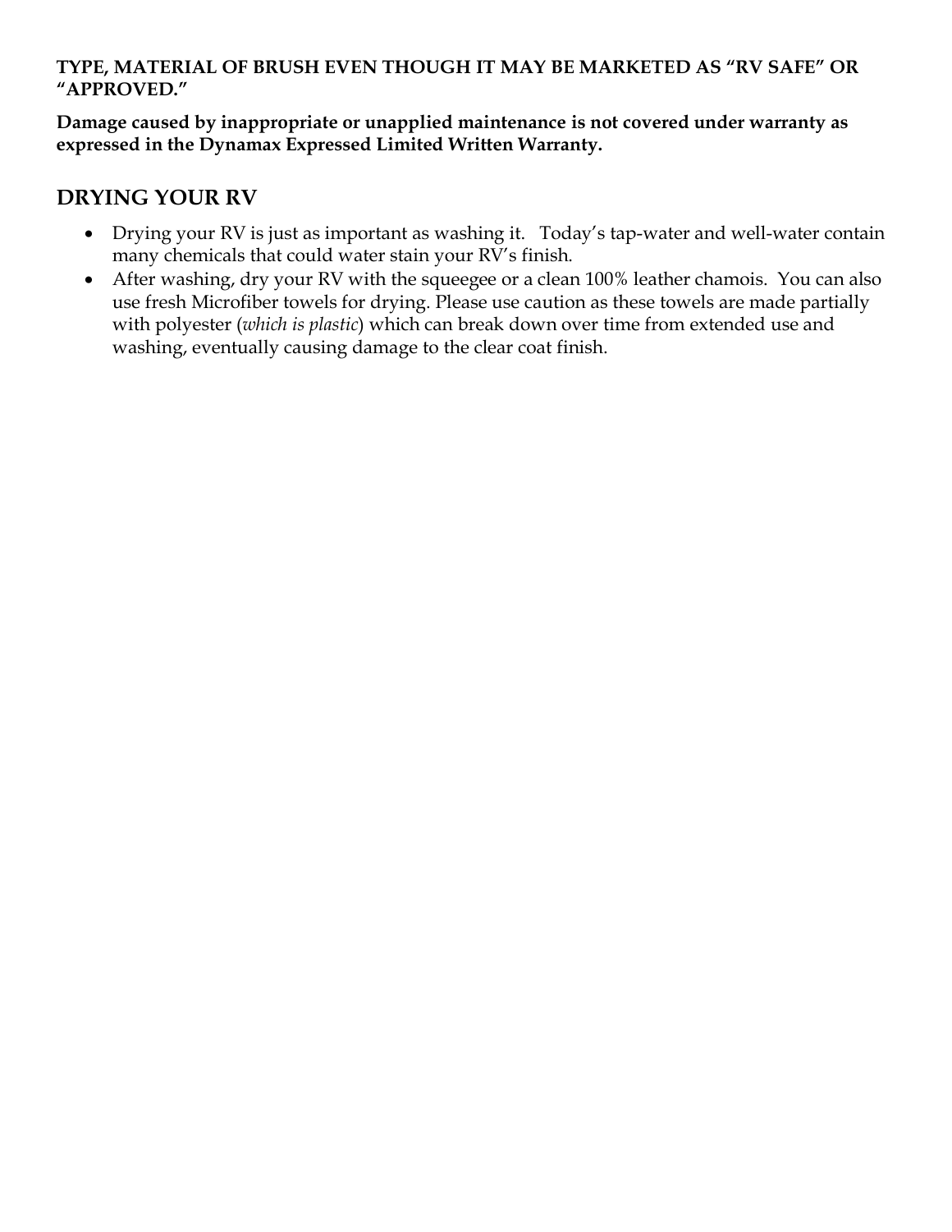**TYPE, MATERIAL OF BRUSH EVEN THOUGH IT MAY BE MARKETED AS "RV SAFE" OR "APPROVED."**

**Damage caused by inappropriate or unapplied maintenance is not covered under warranty as expressed in the Dynamax Expressed Limited Written Warranty.**

## DRYING YOUR RV

- Drying your RV is just as important as washing it. Today's tap-water and well-water contain many chemicals that could water stain your RV's finish.
- After washing, dry your RV with the squeegee or a clean 100% leather chamois. You can also use fresh Microfiber towels for drying. Please use caution as these towels are made partially with polyester (*which is plastic*) which can break down over time from extended use and washing, eventually causing damage to the clear coat finish.